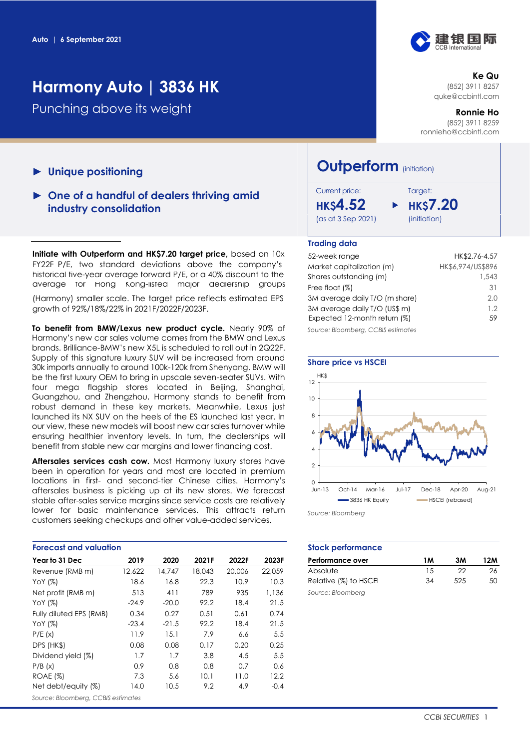Auto | 6 September 2021

# Harmony Auto | 3836 HK

## Punching above its weight

Ke Qu
(852) 3911 8257
quke@ccbintl.com

Ronnie Ho
(852) 3911 8259
ronnieho@ccbintl.com

- ► **Unique positioning**
- ► **One of a handful of dealers thriving amid industry consolidation**

## Outperform (initiation)

| Current price: | Target: |
|---|---|
| **HK$4.52** (as at 3 Sep 2021) | **HK$7.20** (initiation) |

**Initiate with Outperform and HK$7.20 target price,** based on 10x FY22F P/E, two standard deviations above the company's historical five-year average forward P/E, or a 40% discount to the average for Hong Kong-listed major dealership groups (Harmony) smaller scale. The target price reflects estimated EPS growth of 92%/18%/22% in 2021F/2022F/2023F.

**To benefit from BMW/Lexus new product cycle.** Nearly 90% of Harmony's new car sales volume comes from the BMW and Lexus brands. Brilliance-BMW's new X5L is scheduled to roll out in 2Q22F. Supply of this signature luxury SUV will be increased from around 30k imports annually to around 100k-120k from Shenyang. BMW will be the first luxury OEM to bring in upscale seven-seater SUVs. With four mega flagship stores located in Beijing, Shanghai, Guangzhou, and Zhengzhou, Harmony stands to benefit from robust demand in these key markets. Meanwhile, Lexus just launched its NX SUV on the heels of the ES launched last year. In our view, these new models will boost new car sales turnover while ensuring healthier inventory levels. In turn, the dealerships will benefit from stable new car margins and lower financing cost.

**Aftersales services cash cow.** Most Harmony luxury stores have been in operation for years and most are located in premium locations in first- and second-tier Chinese cities. Harmony's aftersales business is picking up at its new stores. We forecast stable after-sales service margins since service costs are relatively lower for basic maintenance services. This attracts return customers seeking checkups and other value-added services.

### Trading data

| | |
|---|---|
| 52-week range | HK$2.76-4.57 |
| Market capitalization (m) | HK$6,974/US$896 |
| Shares outstanding (m) | 1,543 |
| Free float (%) | 31 |
| 3M average daily T/O (m share) | 2.0 |
| 3M average daily T/O (US$ m) | 1.2 |
| Expected 12-month return (%) | 59 |

*Source: Bloomberg, CCBIS estimates*

### Share price vs HSCEI

*Source: Bloomberg*

### Forecast and valuation

| Year to 31 Dec | 2019 | 2020 | 2021F | 2022F | 2023F |
|---|---|---|---|---|---|
| Revenue (RMB m) | 12,622 | 14,747 | 18,043 | 20,006 | 22,059 |
| YoY (%) | 18.6 | 16.8 | 22.3 | 10.9 | 10.3 |
| Net profit (RMB m) | 513 | 411 | 789 | 935 | 1,136 |
| YoY (%) | -24.9 | -20.0 | 92.2 | 18.4 | 21.5 |
| Fully diluted EPS (RMB) | 0.34 | 0.27 | 0.51 | 0.61 | 0.74 |
| YoY (%) | -23.4 | -21.5 | 92.2 | 18.4 | 21.5 |
| P/E (x) | 11.9 | 15.1 | 7.9 | 6.6 | 5.5 |
| DPS (HK$) | 0.08 | 0.08 | 0.17 | 0.20 | 0.25 |
| Dividend yield (%) | 1.7 | 1.7 | 3.8 | 4.5 | 5.5 |
| P/B (x) | 0.9 | 0.8 | 0.8 | 0.7 | 0.6 |
| ROAE (%) | 7.3 | 5.6 | 10.1 | 11.0 | 12.2 |
| Net debt/equity (%) | 14.0 | 10.5 | 9.2 | 4.9 | -0.4 |

*Source: Bloomberg, CCBIS estimates*

### Stock performance

| Performance over | 1M | 3M | 12M |
|---|---|---|---|
| Absolute | 15 | 22 | 26 |
| Relative (%) to HSCEI | 34 | 525 | 50 |

*Source: Bloomberg*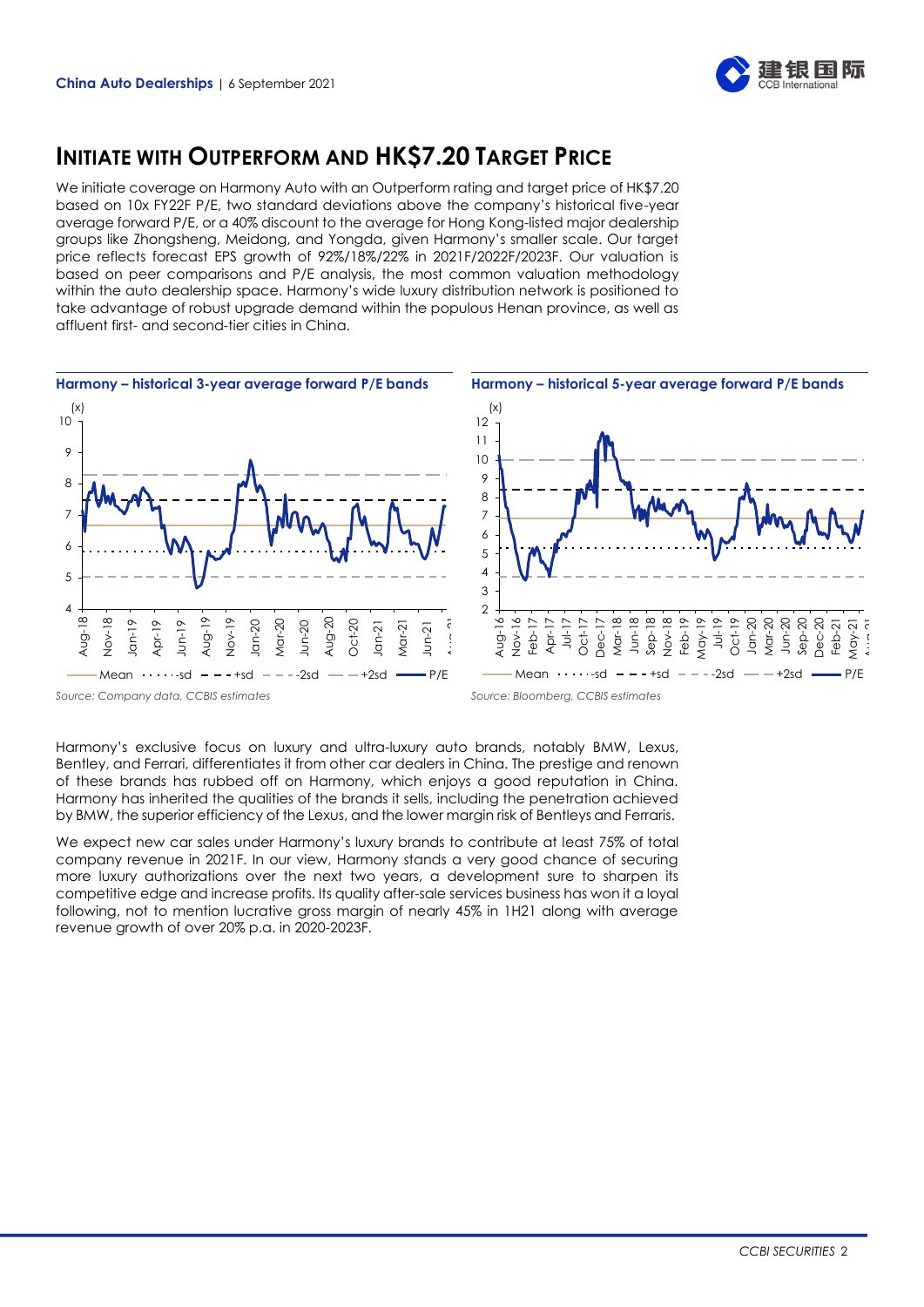## INITIATE WITH OUTPERFORM AND HK$7.20 TARGET PRICE

We initiate coverage on Harmony Auto with an Outperform rating and target price of HK$7.20 based on 10x FY22F P/E, two standard deviations above the company's historical five-year average forward P/E, or a 40% discount to the average for Hong Kong-listed major dealership groups like Zhongsheng, Meidong, and Yongda, given Harmony's smaller scale. Our target price reflects forecast EPS growth of 92%/18%/22% in 2021F/2022F/2023F. Our valuation is based on peer comparisons and P/E analysis, the most common valuation methodology within the auto dealership space. Harmony's wide luxury distribution network is positioned to take advantage of robust upgrade demand within the populous Henan province, as well as affluent first- and second-tier cities in China.

**Harmony – historical 3-year average forward P/E bands**

*Source: Company data, CCBIS estimates*

**Harmony – historical 5-year average forward P/E bands**

*Source: Bloomberg, CCBIS estimates*

Harmony's exclusive focus on luxury and ultra-luxury auto brands, notably BMW, Lexus, Bentley, and Ferrari, differentiates it from other car dealers in China. The prestige and renown of these brands has rubbed off on Harmony, which enjoys a good reputation in China. Harmony has inherited the qualities of the brands it sells, including the penetration achieved by BMW, the superior efficiency of the Lexus, and the lower margin risk of Bentleys and Ferraris.

We expect new car sales under Harmony's luxury brands to contribute at least 75% of total company revenue in 2021F. In our view, Harmony stands a very good chance of securing more luxury authorizations over the next two years, a development sure to sharpen its competitive edge and increase profits. Its quality after-sale services business has won it a loyal following, not to mention lucrative gross margin of nearly 45% in 1H21 along with average revenue growth of over 20% p.a. in 2020-2023F.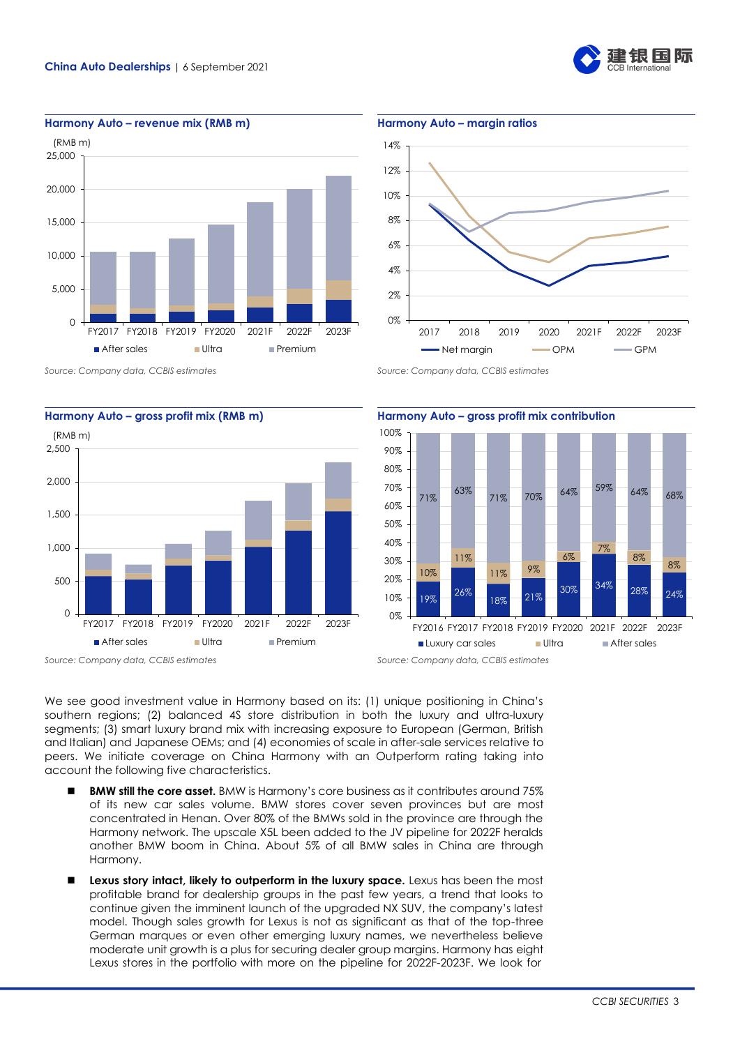**Harmony Auto – revenue mix (RMB m)**

*Source: Company data, CCBIS estimates*

**Harmony Auto – margin ratios**

*Source: Company data, CCBIS estimates*

**Harmony Auto – gross profit mix (RMB m)**

*Source: Company data, CCBIS estimates*

**Harmony Auto – gross profit mix contribution**

| | FY2016 | FY2017 | FY2018 | FY2019 | FY2020 | 2021F | 2022F | 2023F |
|---|---|---|---|---|---|---|---|---|
| Luxury car sales | 19% | 26% | 18% | 21% | 30% | 34% | 28% | 24% |
| Ultra | 10% | 11% | 11% | 9% | 6% | 7% | 8% | 8% |
| After sales | 71% | 63% | 71% | 70% | 64% | 59% | 64% | 68% |

*Source: Company data, CCBIS estimates*

We see good investment value in Harmony based on its: (1) unique positioning in China's southern regions; (2) balanced 4S store distribution in both the luxury and ultra-luxury segments; (3) smart luxury brand mix with increasing exposure to European (German, British and Italian) and Japanese OEMs; and (4) economies of scale in after-sale services relative to peers. We initiate coverage on China Harmony with an Outperform rating taking into account the following five characteristics.

- **BMW still the core asset.** BMW is Harmony's core business as it contributes around 75% of its new car sales volume. BMW stores cover seven provinces but are most concentrated in Henan. Over 80% of the BMWs sold in the province are through the Harmony network. The upscale X5L been added to the JV pipeline for 2022F heralds another BMW boom in China. About 5% of all BMW sales in China are through Harmony.
- **Lexus story intact, likely to outperform in the luxury space.** Lexus has been the most profitable brand for dealership groups in the past few years, a trend that looks to continue given the imminent launch of the upgraded NX SUV, the company's latest model. Though sales growth for Lexus is not as significant as that of the top-three German marques or even other emerging luxury names, we nevertheless believe moderate unit growth is a plus for securing dealer group margins. Harmony has eight Lexus stores in the portfolio with more on the pipeline for 2022F-2023F. We look for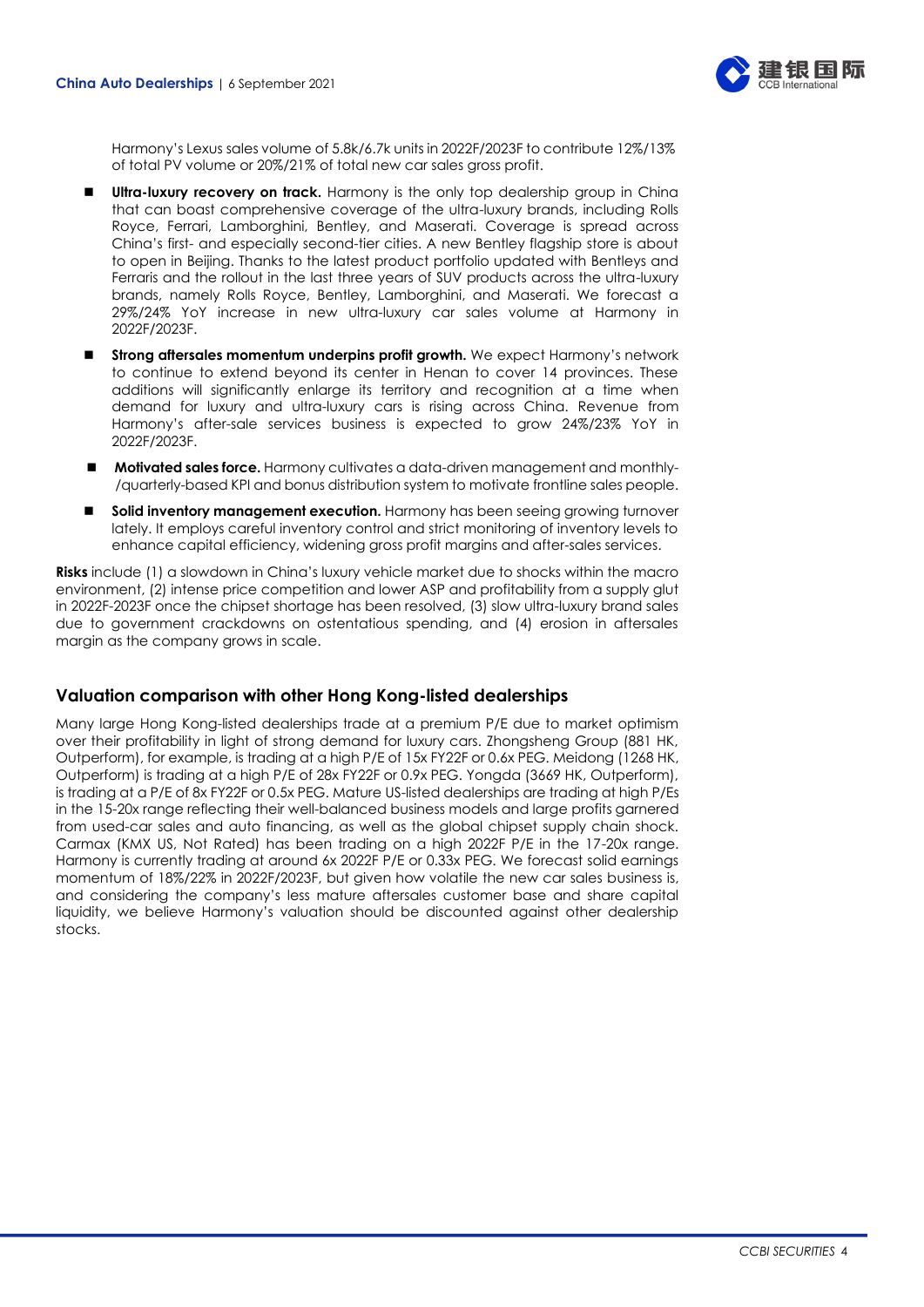Harmony's Lexus sales volume of 5.8k/6.7k units in 2022F/2023F to contribute 12%/13% of total PV volume or 20%/21% of total new car sales gross profit.

- **Ultra-luxury recovery on track.** Harmony is the only top dealership group in China that can boast comprehensive coverage of the ultra-luxury brands, including Rolls Royce, Ferrari, Lamborghini, Bentley, and Maserati. Coverage is spread across China's first- and especially second-tier cities. A new Bentley flagship store is about to open in Beijing. Thanks to the latest product portfolio updated with Bentleys and Ferraris and the rollout in the last three years of SUV products across the ultra-luxury brands, namely Rolls Royce, Bentley, Lamborghini, and Maserati. We forecast a 29%/24% YoY increase in new ultra-luxury car sales volume at Harmony in 2022F/2023F.
- **Strong aftersales momentum underpins profit growth.** We expect Harmony's network to continue to extend beyond its center in Henan to cover 14 provinces. These additions will significantly enlarge its territory and recognition at a time when demand for luxury and ultra-luxury cars is rising across China. Revenue from Harmony's after-sale services business is expected to grow 24%/23% YoY in 2022F/2023F.
- **Motivated sales force.** Harmony cultivates a data-driven management and monthly-/quarterly-based KPI and bonus distribution system to motivate frontline sales people.
- **Solid inventory management execution.** Harmony has been seeing growing turnover lately. It employs careful inventory control and strict monitoring of inventory levels to enhance capital efficiency, widening gross profit margins and after-sales services.

**Risks** include (1) a slowdown in China's luxury vehicle market due to shocks within the macro environment, (2) intense price competition and lower ASP and profitability from a supply glut in 2022F-2023F once the chipset shortage has been resolved, (3) slow ultra-luxury brand sales due to government crackdowns on ostentatious spending, and (4) erosion in aftersales margin as the company grows in scale.

## Valuation comparison with other Hong Kong-listed dealerships

Many large Hong Kong-listed dealerships trade at a premium P/E due to market optimism over their profitability in light of strong demand for luxury cars. Zhongsheng Group (881 HK, Outperform), for example, is trading at a high P/E of 15x FY22F or 0.6x PEG. Meidong (1268 HK, Outperform) is trading at a high P/E of 28x FY22F or 0.9x PEG. Yongda (3669 HK, Outperform), is trading at a P/E of 8x FY22F or 0.5x PEG. Mature US-listed dealerships are trading at high P/Es in the 15-20x range reflecting their well-balanced business models and large profits garnered from used-car sales and auto financing, as well as the global chipset supply chain shock. Carmax (KMX US, Not Rated) has been trading on a high 2022F P/E in the 17-20x range. Harmony is currently trading at around 6x 2022F P/E or 0.33x PEG. We forecast solid earnings momentum of 18%/22% in 2022F/2023F, but given how volatile the new car sales business is, and considering the company's less mature aftersales customer base and share capital liquidity, we believe Harmony's valuation should be discounted against other dealership stocks.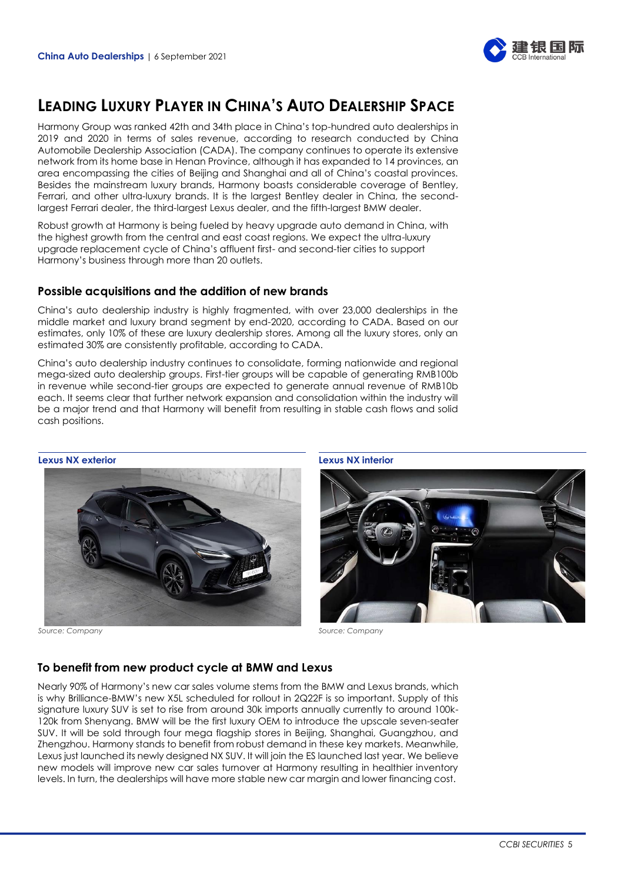## LEADING LUXURY PLAYER IN CHINA'S AUTO DEALERSHIP SPACE

Harmony Group was ranked 42th and 34th place in China's top-hundred auto dealerships in 2019 and 2020 in terms of sales revenue, according to research conducted by China Automobile Dealership Association (CADA). The company continues to operate its extensive network from its home base in Henan Province, although it has expanded to 14 provinces, an area encompassing the cities of Beijing and Shanghai and all of China's coastal provinces. Besides the mainstream luxury brands, Harmony boasts considerable coverage of Bentley, Ferrari, and other ultra-luxury brands. It is the largest Bentley dealer in China, the second-largest Ferrari dealer, the third-largest Lexus dealer, and the fifth-largest BMW dealer.

Robust growth at Harmony is being fueled by heavy upgrade auto demand in China, with the highest growth from the central and east coast regions. We expect the ultra-luxury upgrade replacement cycle of China's affluent first- and second-tier cities to support Harmony's business through more than 20 outlets.

### Possible acquisitions and the addition of new brands

China's auto dealership industry is highly fragmented, with over 23,000 dealerships in the middle market and luxury brand segment by end-2020, according to CADA. Based on our estimates, only 10% of these are luxury dealership stores. Among all the luxury stores, only an estimated 30% are consistently profitable, according to CADA.

China's auto dealership industry continues to consolidate, forming nationwide and regional mega-sized auto dealership groups. First-tier groups will be capable of generating RMB100b in revenue while second-tier groups are expected to generate annual revenue of RMB10b each. It seems clear that further network expansion and consolidation within the industry will be a major trend and that Harmony will benefit from resulting in stable cash flows and solid cash positions.

**Lexus NX exterior**

*Source: Company*

**Lexus NX interior**

*Source: Company*

### To benefit from new product cycle at BMW and Lexus

Nearly 90% of Harmony's new car sales volume stems from the BMW and Lexus brands, which is why Brilliance-BMW's new X5L scheduled for rollout in 2Q22F is so important. Supply of this signature luxury SUV is set to rise from around 30k imports annually currently to around 100k-120k from Shenyang. BMW will be the first luxury OEM to introduce the upscale seven-seater SUV. It will be sold through four mega flagship stores in Beijing, Shanghai, Guangzhou, and Zhengzhou. Harmony stands to benefit from robust demand in these key markets. Meanwhile, Lexus just launched its newly designed NX SUV. It will join the ES launched last year. We believe new models will improve new car sales turnover at Harmony resulting in healthier inventory levels. In turn, the dealerships will have more stable new car margin and lower financing cost.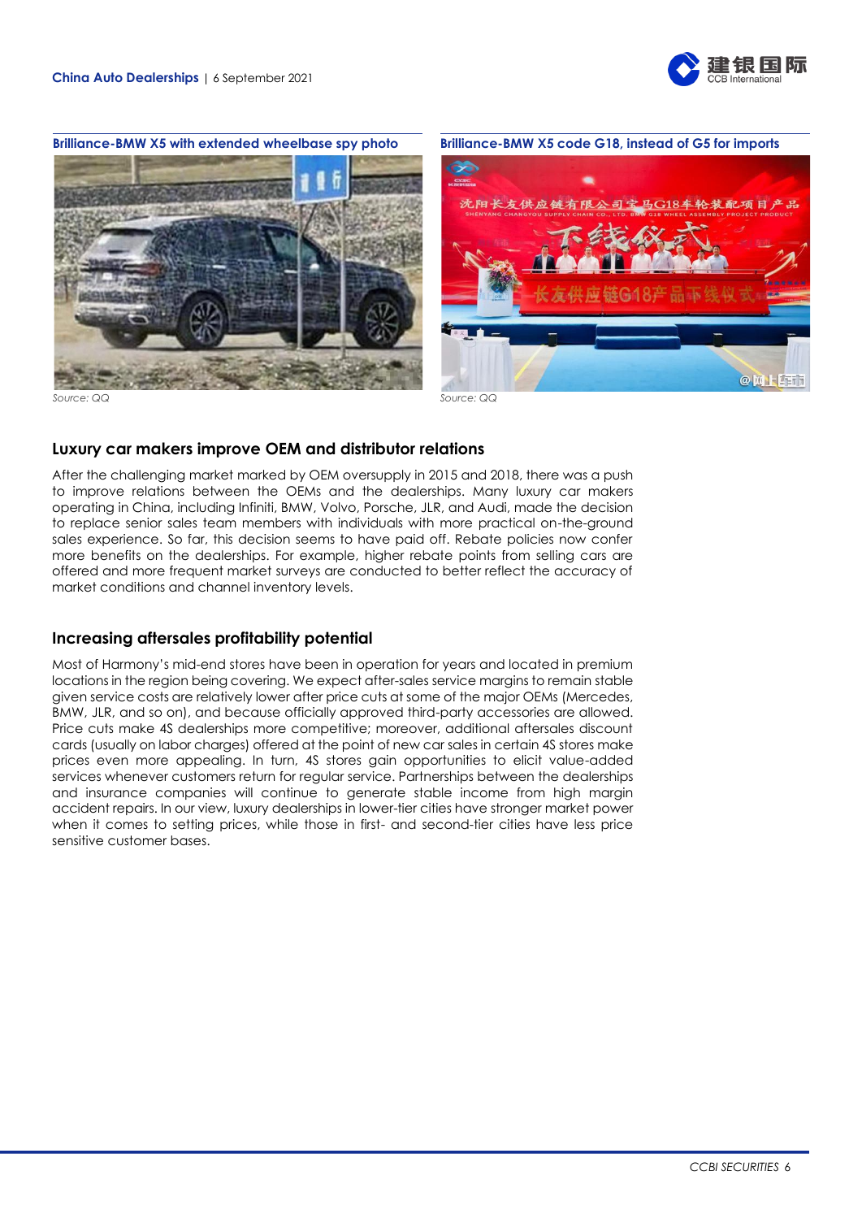**Brilliance-BMW X5 with extended wheelbase spy photo**

Source: QQ

**Brilliance-BMW X5 code G18, instead of G5 for imports**

Source: QQ

## Luxury car makers improve OEM and distributor relations

After the challenging market marked by OEM oversupply in 2015 and 2018, there was a push to improve relations between the OEMs and the dealerships. Many luxury car makers operating in China, including Infiniti, BMW, Volvo, Porsche, JLR, and Audi, made the decision to replace senior sales team members with individuals with more practical on-the-ground sales experience. So far, this decision seems to have paid off. Rebate policies now confer more benefits on the dealerships. For example, higher rebate points from selling cars are offered and more frequent market surveys are conducted to better reflect the accuracy of market conditions and channel inventory levels.

## Increasing aftersales profitability potential

Most of Harmony's mid-end stores have been in operation for years and located in premium locations in the region being covering. We expect after-sales service margins to remain stable given service costs are relatively lower after price cuts at some of the major OEMs (Mercedes, BMW, JLR, and so on), and because officially approved third-party accessories are allowed. Price cuts make 4S dealerships more competitive; moreover, additional aftersales discount cards (usually on labor charges) offered at the point of new car sales in certain 4S stores make prices even more appealing. In turn, 4S stores gain opportunities to elicit value-added services whenever customers return for regular service. Partnerships between the dealerships and insurance companies will continue to generate stable income from high margin accident repairs. In our view, luxury dealerships in lower-tier cities have stronger market power when it comes to setting prices, while those in first- and second-tier cities have less price sensitive customer bases.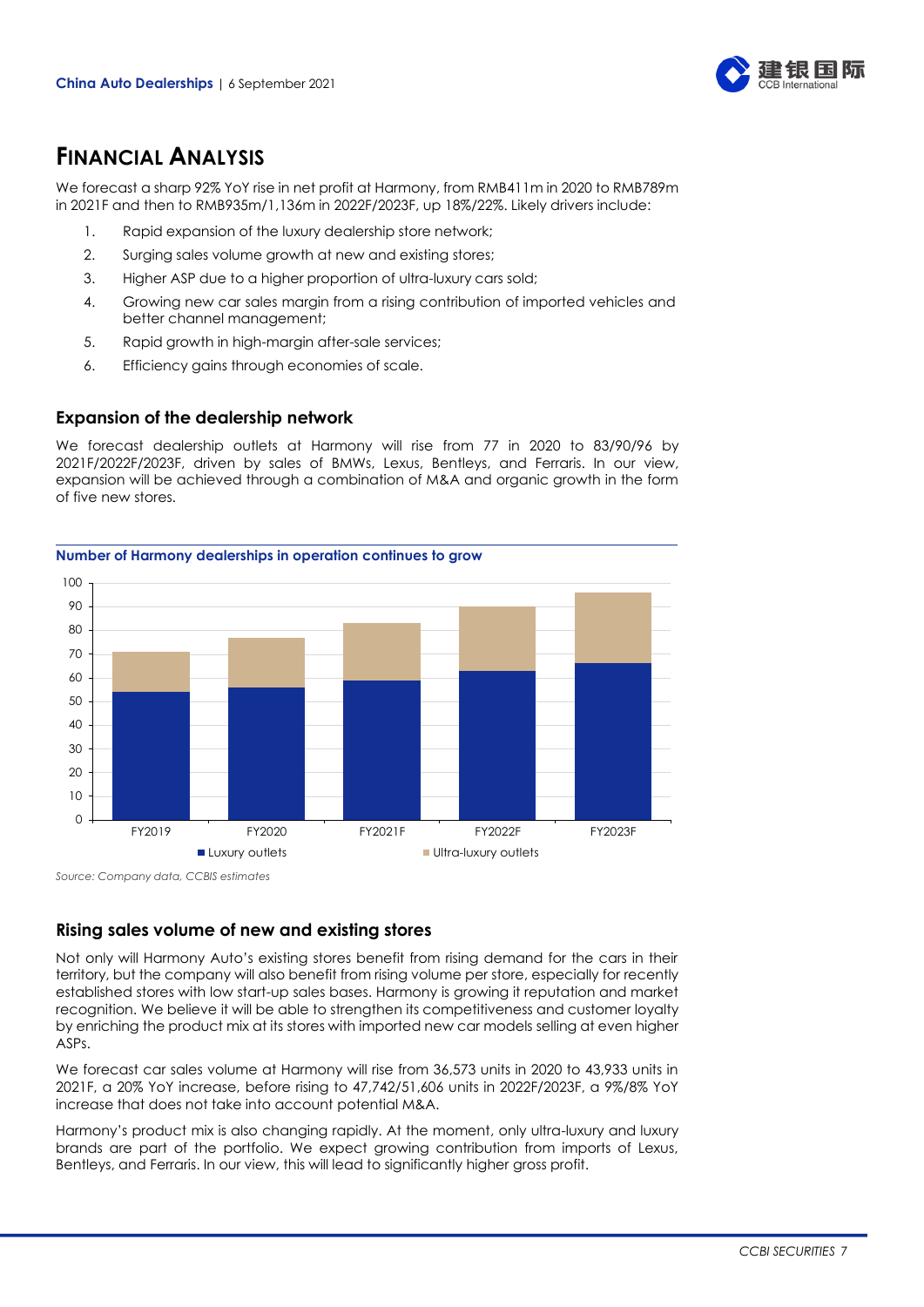# FINANCIAL ANALYSIS

We forecast a sharp 92% YoY rise in net profit at Harmony, from RMB411m in 2020 to RMB789m in 2021F and then to RMB935m/1,136m in 2022F/2023F, up 18%/22%. Likely drivers include:

1. Rapid expansion of the luxury dealership store network;
2. Surging sales volume growth at new and existing stores;
3. Higher ASP due to a higher proportion of ultra-luxury cars sold;
4. Growing new car sales margin from a rising contribution of imported vehicles and better channel management;
5. Rapid growth in high-margin after-sale services;
6. Efficiency gains through economies of scale.

## Expansion of the dealership network

We forecast dealership outlets at Harmony will rise from 77 in 2020 to 83/90/96 by 2021F/2022F/2023F, driven by sales of BMWs, Lexus, Bentleys, and Ferraris. In our view, expansion will be achieved through a combination of M&A and organic growth in the form of five new stores.

**Number of Harmony dealerships in operation continues to grow**

Source: Company data, CCBIS estimates

## Rising sales volume of new and existing stores

Not only will Harmony Auto's existing stores benefit from rising demand for the cars in their territory, but the company will also benefit from rising volume per store, especially for recently established stores with low start-up sales bases. Harmony is growing it reputation and market recognition. We believe it will be able to strengthen its competitiveness and customer loyalty by enriching the product mix at its stores with imported new car models selling at even higher ASPs.

We forecast car sales volume at Harmony will rise from 36,573 units in 2020 to 43,933 units in 2021F, a 20% YoY increase, before rising to 47,742/51,606 units in 2022F/2023F, a 9%/8% YoY increase that does not take into account potential M&A.

Harmony's product mix is also changing rapidly. At the moment, only ultra-luxury and luxury brands are part of the portfolio. We expect growing contribution from imports of Lexus, Bentleys, and Ferraris. In our view, this will lead to significantly higher gross profit.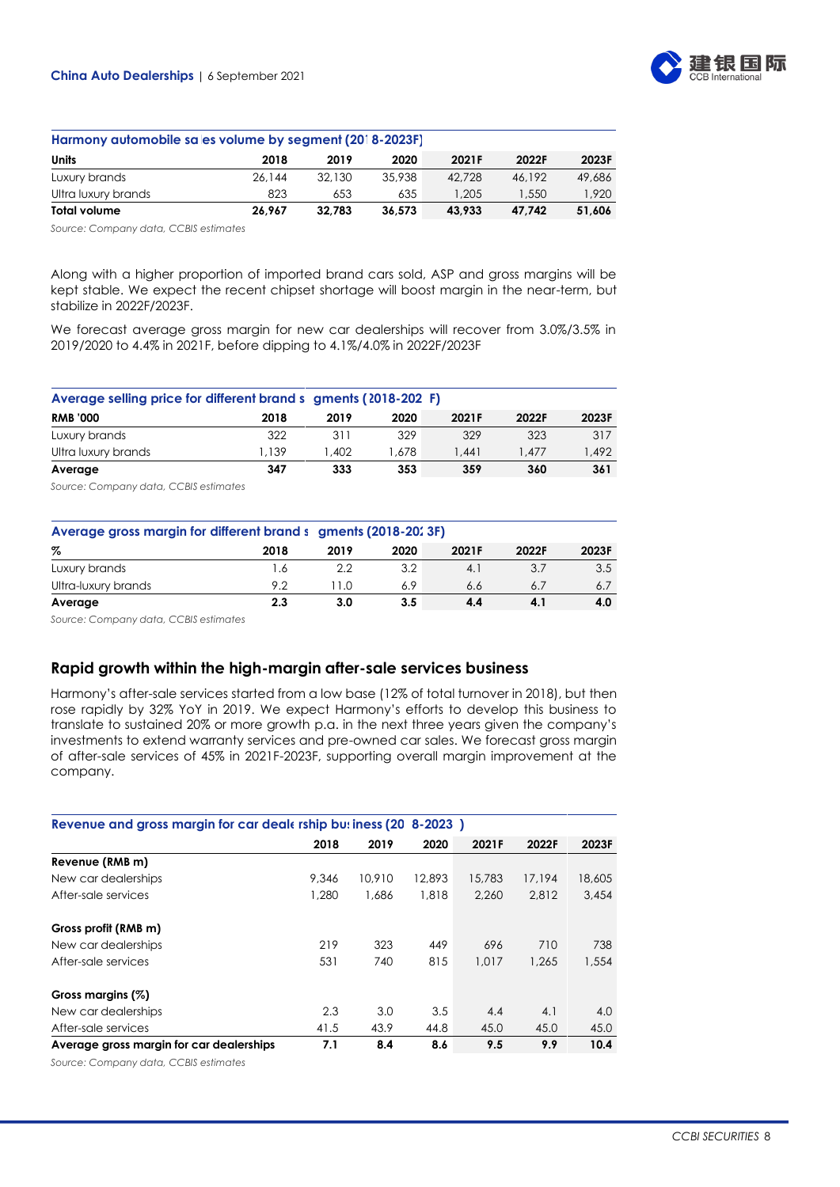**Harmony automobile sales volume by segment (2018-2023F)**

| Units | 2018 | 2019 | 2020 | 2021F | 2022F | 2023F |
|---|---|---|---|---|---|---|
| Luxury brands | 26,144 | 32,130 | 35,938 | 42,728 | 46,192 | 49,686 |
| Ultra luxury brands | 823 | 653 | 635 | 1,205 | 1,550 | 1,920 |
| **Total volume** | **26,967** | **32,783** | **36,573** | **43,933** | **47,742** | **51,606** |

*Source: Company data, CCBIS estimates*

Along with a higher proportion of imported brand cars sold, ASP and gross margins will be kept stable. We expect the recent chipset shortage will boost margin in the near-term, but stabilize in 2022F/2023F.

We forecast average gross margin for new car dealerships will recover from 3.0%/3.5% in 2019/2020 to 4.4% in 2021F, before dipping to 4.1%/4.0% in 2022F/2023F

**Average selling price for different brand segments (2018-2023F)**

| RMB '000 | 2018 | 2019 | 2020 | 2021F | 2022F | 2023F |
|---|---|---|---|---|---|---|
| Luxury brands | 322 | 311 | 329 | 329 | 323 | 317 |
| Ultra luxury brands | 1,139 | 1,402 | 1,678 | 1,441 | 1,477 | 1,492 |
| **Average** | **347** | **333** | **353** | **359** | **360** | **361** |

*Source: Company data, CCBIS estimates*

**Average gross margin for different brand segments (2018-2023F)**

| % | 2018 | 2019 | 2020 | 2021F | 2022F | 2023F |
|---|---|---|---|---|---|---|
| Luxury brands | 1.6 | 2.2 | 3.2 | 4.1 | 3.7 | 3.5 |
| Ultra-luxury brands | 9.2 | 11.0 | 6.9 | 6.6 | 6.7 | 6.7 |
| **Average** | **2.3** | **3.0** | **3.5** | **4.4** | **4.1** | **4.0** |

*Source: Company data, CCBIS estimates*

## Rapid growth within the high-margin after-sale services business

Harmony's after-sale services started from a low base (12% of total turnover in 2018), but then rose rapidly by 32% YoY in 2019. We expect Harmony's efforts to develop this business to translate to sustained 20% or more growth p.a. in the next three years given the company's investments to extend warranty services and pre-owned car sales. We forecast gross margin of after-sale services of 45% in 2021F-2023F, supporting overall margin improvement at the company.

**Revenue and gross margin for car dealership business (2018-2023F)**

| | 2018 | 2019 | 2020 | 2021F | 2022F | 2023F |
|---|---|---|---|---|---|---|
| **Revenue (RMB m)** | | | | | | |
| New car dealerships | 9,346 | 10,910 | 12,893 | 15,783 | 17,194 | 18,605 |
| After-sale services | 1,280 | 1,686 | 1,818 | 2,260 | 2,812 | 3,454 |
| **Gross profit (RMB m)** | | | | | | |
| New car dealerships | 219 | 323 | 449 | 696 | 710 | 738 |
| After-sale services | 531 | 740 | 815 | 1,017 | 1,265 | 1,554 |
| **Gross margins (%)** | | | | | | |
| New car dealerships | 2.3 | 3.0 | 3.5 | 4.4 | 4.1 | 4.0 |
| After-sale services | 41.5 | 43.9 | 44.8 | 45.0 | 45.0 | 45.0 |
| **Average gross margin for car dealerships** | **7.1** | **8.4** | **8.6** | **9.5** | **9.9** | **10.4** |

*Source: Company data, CCBIS estimates*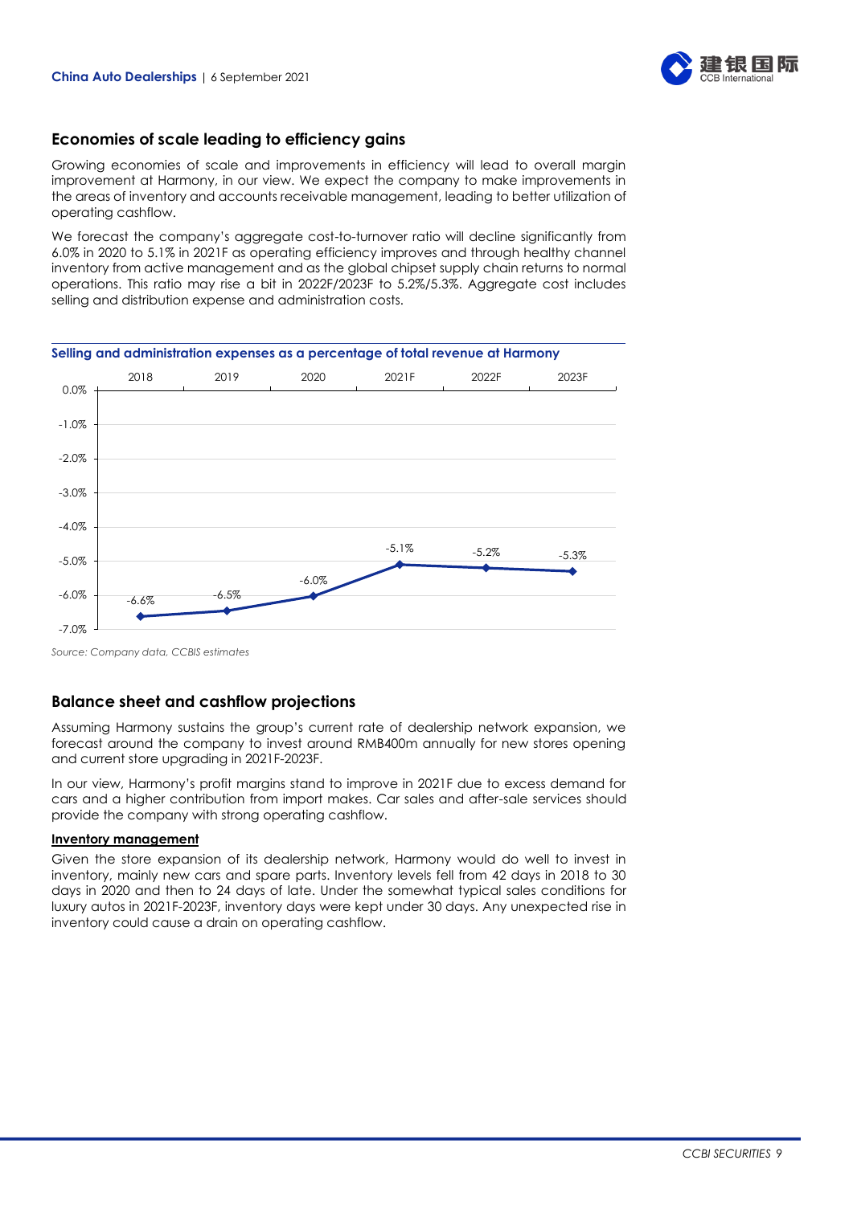## Economies of scale leading to efficiency gains

Growing economies of scale and improvements in efficiency will lead to overall margin improvement at Harmony, in our view. We expect the company to make improvements in the areas of inventory and accounts receivable management, leading to better utilization of operating cashflow.

We forecast the company's aggregate cost-to-turnover ratio will decline significantly from 6.0% in 2020 to 5.1% in 2021F as operating efficiency improves and through healthy channel inventory from active management and as the global chipset supply chain returns to normal operations. This ratio may rise a bit in 2022F/2023F to 5.2%/5.3%. Aggregate cost includes selling and distribution expense and administration costs.

**Selling and administration expenses as a percentage of total revenue at Harmony**

| 2018 | 2019 | 2020 | 2021F | 2022F | 2023F |
|---|---|---|---|---|---|
| -6.6% | -6.5% | -6.0% | -5.1% | -5.2% | -5.3% |

*Source: Company data, CCBIS estimates*

## Balance sheet and cashflow projections

Assuming Harmony sustains the group's current rate of dealership network expansion, we forecast around the company to invest around RMB400m annually for new stores opening and current store upgrading in 2021F-2023F.

In our view, Harmony's profit margins stand to improve in 2021F due to excess demand for cars and a higher contribution from import makes. Car sales and after-sale services should provide the company with strong operating cashflow.

**Inventory management**

Given the store expansion of its dealership network, Harmony would do well to invest in inventory, mainly new cars and spare parts. Inventory levels fell from 42 days in 2018 to 30 days in 2020 and then to 24 days of late. Under the somewhat typical sales conditions for luxury autos in 2021F-2023F, inventory days were kept under 30 days. Any unexpected rise in inventory could cause a drain on operating cashflow.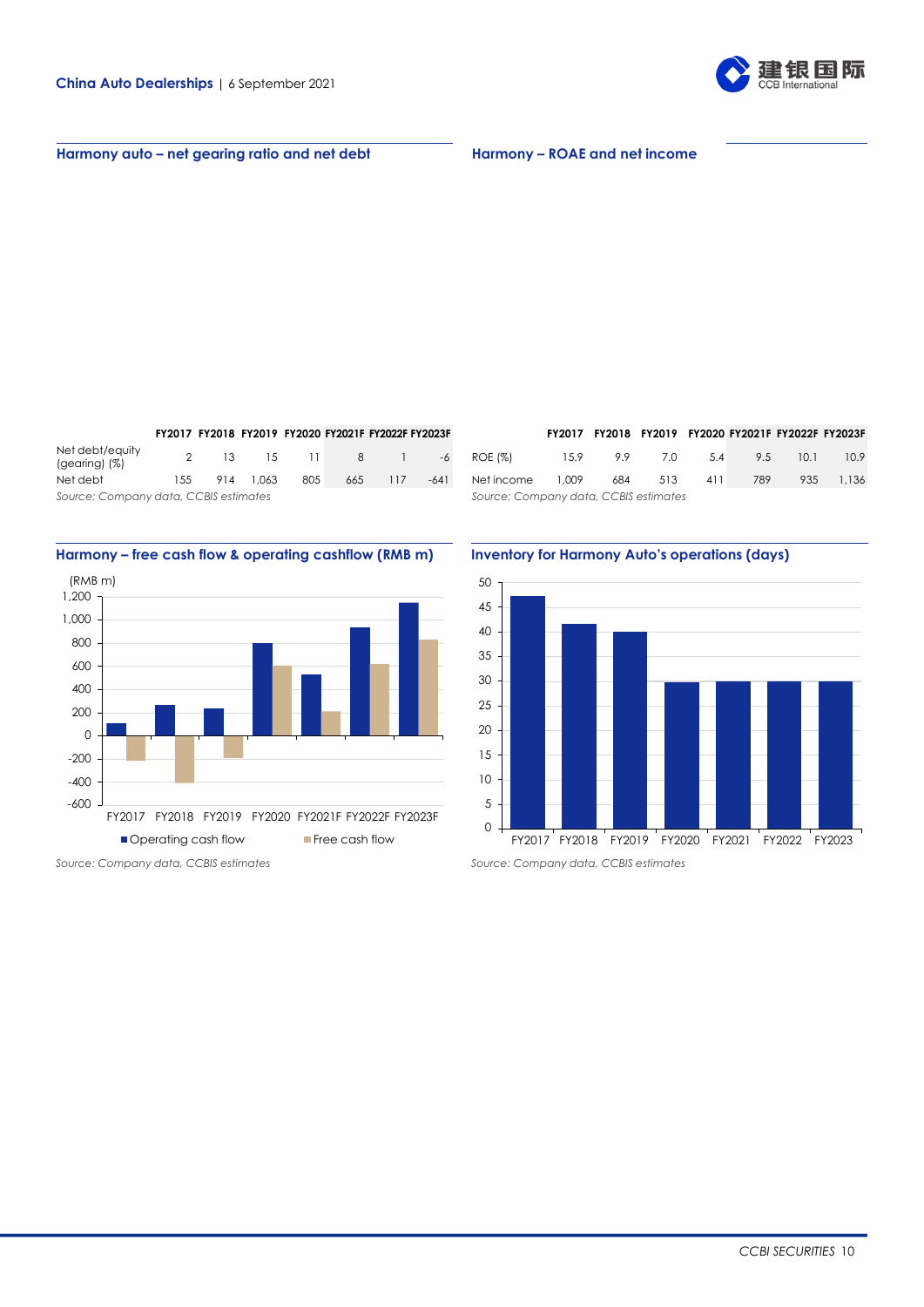## Harmony auto – net gearing ratio and net debt

| | FY2017 | FY2018 | FY2019 | FY2020 | FY2021F | FY2022F | FY2023F |
|---|---|---|---|---|---|---|---|
| Net debt/equity (gearing) (%) | 2 | 13 | 15 | 11 | 8 | 1 | -6 |
| Net debt | 155 | 914 | 1,063 | 805 | 665 | 117 | -641 |

*Source: Company data, CCBIS estimates*

## Harmony – ROAE and net income

| | FY2017 | FY2018 | FY2019 | FY2020 | FY2021F | FY2022F | FY2023F |
|---|---|---|---|---|---|---|---|
| ROE (%) | 15.9 | 9.9 | 7.0 | 5.4 | 9.5 | 10.1 | 10.9 |
| Net income | 1,009 | 684 | 513 | 411 | 789 | 935 | 1,136 |

*Source: Company data, CCBIS estimates*

## Harmony – free cash flow & operating cashflow (RMB m)

*Source: Company data, CCBIS estimates*

## Inventory for Harmony Auto's operations (days)

*Source: Company data, CCBIS estimates*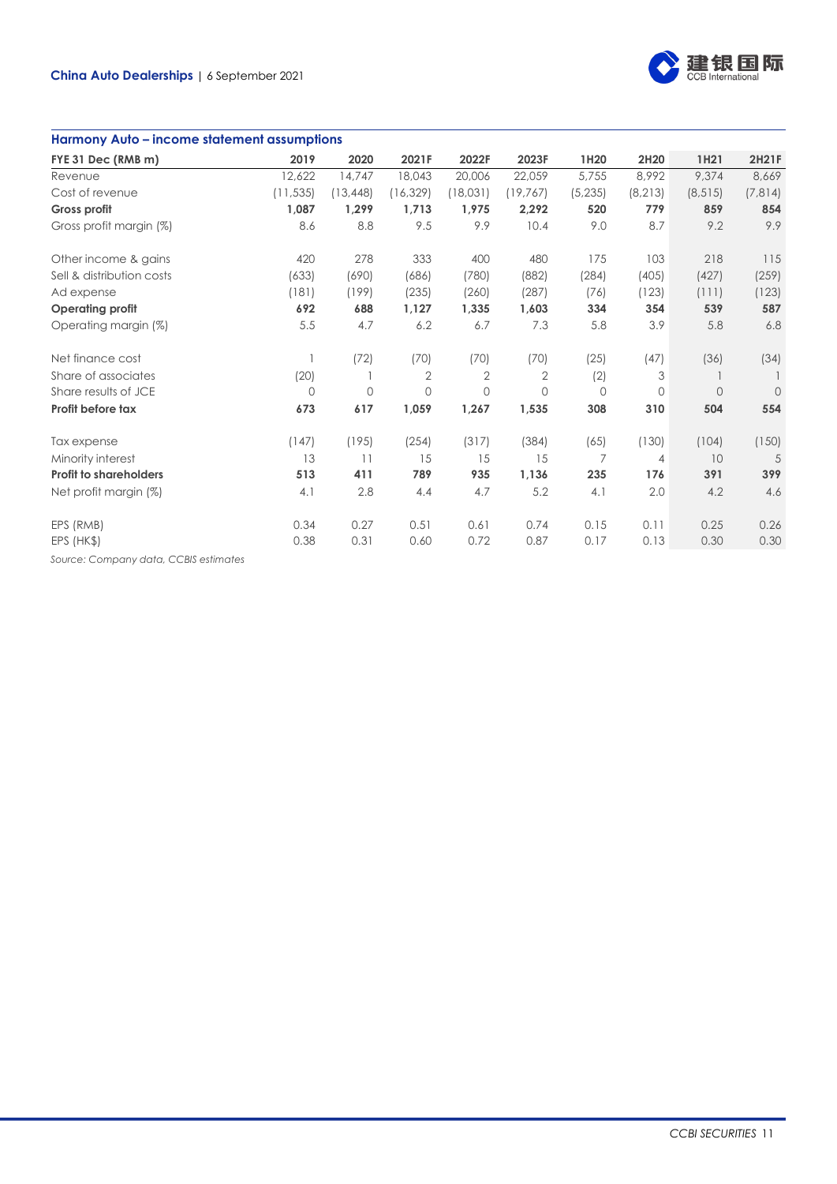## Harmony Auto – income statement assumptions

| FYE 31 Dec (RMB m) | 2019 | 2020 | 2021F | 2022F | 2023F | 1H20 | 2H20 | 1H21 | 2H21F |
|---|---|---|---|---|---|---|---|---|---|
| Revenue | 12,622 | 14,747 | 18,043 | 20,006 | 22,059 | 5,755 | 8,992 | 9,374 | 8,669 |
| Cost of revenue | (11,535) | (13,448) | (16,329) | (18,031) | (19,767) | (5,235) | (8,213) | (8,515) | (7,814) |
| **Gross profit** | **1,087** | **1,299** | **1,713** | **1,975** | **2,292** | **520** | **779** | **859** | **854** |
| Gross profit margin (%) | 8.6 | 8.8 | 9.5 | 9.9 | 10.4 | 9.0 | 8.7 | 9.2 | 9.9 |
| | | | | | | | | | |
| Other income & gains | 420 | 278 | 333 | 400 | 480 | 175 | 103 | 218 | 115 |
| Sell & distribution costs | (633) | (690) | (686) | (780) | (882) | (284) | (405) | (427) | (259) |
| Ad expense | (181) | (199) | (235) | (260) | (287) | (76) | (123) | (111) | (123) |
| **Operating profit** | **692** | **688** | **1,127** | **1,335** | **1,603** | **334** | **354** | **539** | **587** |
| Operating margin (%) | 5.5 | 4.7 | 6.2 | 6.7 | 7.3 | 5.8 | 3.9 | 5.8 | 6.8 |
| | | | | | | | | | |
| Net finance cost | 1 | (72) | (70) | (70) | (70) | (25) | (47) | (36) | (34) |
| Share of associates | (20) | 1 | 2 | 2 | 2 | (2) | 3 | 1 | 1 |
| Share results of JCE | 0 | 0 | 0 | 0 | 0 | 0 | 0 | 0 | 0 |
| **Profit before tax** | **673** | **617** | **1,059** | **1,267** | **1,535** | **308** | **310** | **504** | **554** |
| | | | | | | | | | |
| Tax expense | (147) | (195) | (254) | (317) | (384) | (65) | (130) | (104) | (150) |
| Minority interest | 13 | 11 | 15 | 15 | 15 | 7 | 4 | 10 | 5 |
| **Profit to shareholders** | **513** | **411** | **789** | **935** | **1,136** | **235** | **176** | **391** | **399** |
| Net profit margin (%) | 4.1 | 2.8 | 4.4 | 4.7 | 5.2 | 4.1 | 2.0 | 4.2 | 4.6 |
| | | | | | | | | | |
| EPS (RMB) | 0.34 | 0.27 | 0.51 | 0.61 | 0.74 | 0.15 | 0.11 | 0.25 | 0.26 |
| EPS (HK$) | 0.38 | 0.31 | 0.60 | 0.72 | 0.87 | 0.17 | 0.13 | 0.30 | 0.30 |

*Source: Company data, CCBIS estimates*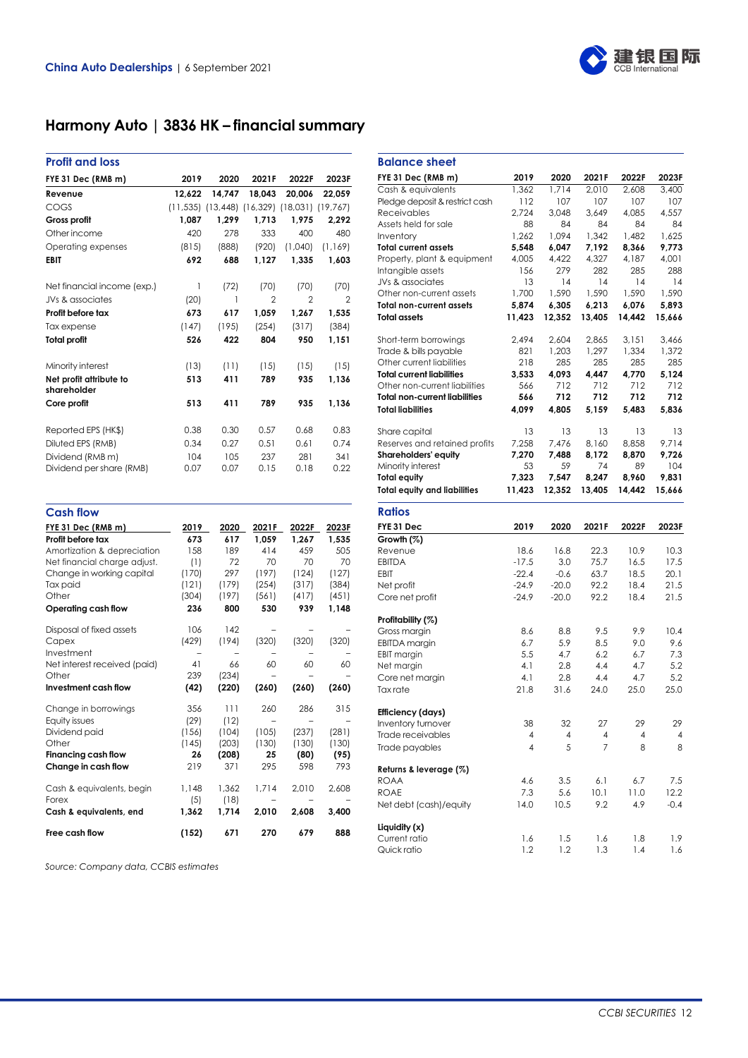# Harmony Auto | 3836 HK – financial summary

## Profit and loss

| FYE 31 Dec (RMB m) | 2019 | 2020 | 2021F | 2022F | 2023F |
|---|---|---|---|---|---|
| **Revenue** | **12,622** | **14,747** | **18,043** | **20,006** | **22,059** |
| COGS | (11,535) | (13,448) | (16,329) | (18,031) | (19,767) |
| **Gross profit** | **1,087** | **1,299** | **1,713** | **1,975** | **2,292** |
| Other income | 420 | 278 | 333 | 400 | 480 |
| Operating expenses | (815) | (888) | (920) | (1,040) | (1,169) |
| **EBIT** | **692** | **688** | **1,127** | **1,335** | **1,603** |
| | | | | | |
| Net financial income (exp.) | 1 | (72) | (70) | (70) | (70) |
| JVs & associates | (20) | 1 | 2 | 2 | 2 |
| **Profit before tax** | **673** | **617** | **1,059** | **1,267** | **1,535** |
| Tax expense | (147) | (195) | (254) | (317) | (384) |
| **Total profit** | **526** | **422** | **804** | **950** | **1,151** |
| | | | | | |
| Minority interest | (13) | (11) | (15) | (15) | (15) |
| **Net profit attribute to shareholder** | **513** | **411** | **789** | **935** | **1,136** |
| **Core profit** | **513** | **411** | **789** | **935** | **1,136** |
| | | | | | |
| Reported EPS (HK$) | 0.38 | 0.30 | 0.57 | 0.68 | 0.83 |
| Diluted EPS (RMB) | 0.34 | 0.27 | 0.51 | 0.61 | 0.74 |
| Dividend (RMB m) | 104 | 105 | 237 | 281 | 341 |
| Dividend per share (RMB) | 0.07 | 0.07 | 0.15 | 0.18 | 0.22 |

## Cash flow

| FYE 31 Dec (RMB m) | 2019 | 2020 | 2021F | 2022F | 2023F |
|---|---|---|---|---|---|
| **Profit before tax** | **673** | **617** | **1,059** | **1,267** | **1,535** |
| Amortization & depreciation | 158 | 189 | 414 | 459 | 505 |
| Net financial charge adjust. | (1) | 72 | 70 | 70 | 70 |
| Change in working capital | (170) | 297 | (197) | (124) | (127) |
| Tax paid | (121) | (179) | (254) | (317) | (384) |
| Other | (304) | (197) | (561) | (417) | (451) |
| **Operating cash flow** | **236** | **800** | **530** | **939** | **1,148** |
| | | | | | |
| Disposal of fixed assets | 106 | 142 | – | – | – |
| Capex | (429) | (194) | (320) | (320) | (320) |
| Investment | – | – | – | – | – |
| Net interest received (paid) | 41 | 66 | 60 | 60 | 60 |
| Other | 239 | (234) | – | – | – |
| **Investment cash flow** | **(42)** | **(220)** | **(260)** | **(260)** | **(260)** |
| | | | | | |
| Change in borrowings | 356 | 111 | 260 | 286 | 315 |
| Equity issues | (29) | (12) | – | – | – |
| Dividend paid | (156) | (104) | (105) | (237) | (281) |
| Other | (145) | (203) | (130) | (130) | (130) |
| **Financing cash flow** | **26** | **(208)** | **25** | **(80)** | **(95)** |
| **Change in cash flow** | 219 | 371 | 295 | 598 | 793 |
| | | | | | |
| Cash & equivalents, begin | 1,148 | 1,362 | 1,714 | 2,010 | 2,608 |
| Forex | (5) | (18) | – | – | – |
| **Cash & equivalents, end** | **1,362** | **1,714** | **2,010** | **2,608** | **3,400** |
| | | | | | |
| **Free cash flow** | **(152)** | **671** | **270** | **679** | **888** |

## Balance sheet

| FYE 31 Dec (RMB m) | 2019 | 2020 | 2021F | 2022F | 2023F |
|---|---|---|---|---|---|
| Cash & equivalents | 1,362 | 1,714 | 2,010 | 2,608 | 3,400 |
| Pledge deposit & restrict cash | 112 | 107 | 107 | 107 | 107 |
| Receivables | 2,724 | 3,048 | 3,649 | 4,085 | 4,557 |
| Assets held for sale | 88 | 84 | 84 | 84 | 84 |
| Inventory | 1,262 | 1,094 | 1,342 | 1,482 | 1,625 |
| **Total current assets** | **5,548** | **6,047** | **7,192** | **8,366** | **9,773** |
| Property, plant & equipment | 4,005 | 4,422 | 4,327 | 4,187 | 4,001 |
| Intangible assets | 156 | 279 | 282 | 285 | 288 |
| JVs & associates | 13 | 14 | 14 | 14 | 14 |
| Other non-current assets | 1,700 | 1,590 | 1,590 | 1,590 | 1,590 |
| **Total non-current assets** | **5,874** | **6,305** | **6,213** | **6,076** | **5,893** |
| **Total assets** | **11,423** | **12,352** | **13,405** | **14,442** | **15,666** |
| | | | | | |
| Short-term borrowings | 2,494 | 2,604 | 2,865 | 3,151 | 3,466 |
| Trade & bills payable | 821 | 1,203 | 1,297 | 1,334 | 1,372 |
| Other current liabilities | 218 | 285 | 285 | 285 | 285 |
| **Total current liabilities** | **3,533** | **4,093** | **4,447** | **4,770** | **5,124** |
| Other non-current liabilities | 566 | 712 | 712 | 712 | 712 |
| **Total non-current liabilities** | **566** | **712** | **712** | **712** | **712** |
| **Total liabilities** | **4,099** | **4,805** | **5,159** | **5,483** | **5,836** |
| | | | | | |
| Share capital | 13 | 13 | 13 | 13 | 13 |
| Reserves and retained profits | 7,258 | 7,476 | 8,160 | 8,858 | 9,714 |
| **Shareholders' equity** | **7,270** | **7,488** | **8,172** | **8,870** | **9,726** |
| Minority interest | 53 | 59 | 74 | 89 | 104 |
| **Total equity** | **7,323** | **7,547** | **8,247** | **8,960** | **9,831** |
| **Total equity and liabilities** | **11,423** | **12,352** | **13,405** | **14,442** | **15,666** |

## Ratios

| FYE 31 Dec | 2019 | 2020 | 2021F | 2022F | 2023F |
|---|---|---|---|---|---|
| **Growth (%)** | | | | | |
| Revenue | 18.6 | 16.8 | 22.3 | 10.9 | 10.3 |
| EBITDA | -17.5 | 3.0 | 75.7 | 16.5 | 17.5 |
| EBIT | -22.4 | -0.6 | 63.7 | 18.5 | 20.1 |
| Net profit | -24.9 | -20.0 | 92.2 | 18.4 | 21.5 |
| Core net profit | -24.9 | -20.0 | 92.2 | 18.4 | 21.5 |
| | | | | | |
| **Profitability (%)** | | | | | |
| Gross margin | 8.6 | 8.8 | 9.5 | 9.9 | 10.4 |
| EBITDA margin | 6.7 | 5.9 | 8.5 | 9.0 | 9.6 |
| EBIT margin | 5.5 | 4.7 | 6.2 | 6.7 | 7.3 |
| Net margin | 4.1 | 2.8 | 4.4 | 4.7 | 5.2 |
| Core net margin | 4.1 | 2.8 | 4.4 | 4.7 | 5.2 |
| Tax rate | 21.8 | 31.6 | 24.0 | 25.0 | 25.0 |
| | | | | | |
| **Efficiency (days)** | | | | | |
| Inventory turnover | 38 | 32 | 27 | 29 | 29 |
| Trade receivables | 4 | 4 | 4 | 4 | 4 |
| Trade payables | 4 | 5 | 7 | 8 | 8 |
| | | | | | |
| **Returns & leverage (%)** | | | | | |
| ROAA | 4.6 | 3.5 | 6.1 | 6.7 | 7.5 |
| ROAE | 7.3 | 5.6 | 10.1 | 11.0 | 12.2 |
| Net debt (cash)/equity | 14.0 | 10.5 | 9.2 | 4.9 | -0.4 |
| | | | | | |
| **Liquidity (x)** | | | | | |
| Current ratio | 1.6 | 1.5 | 1.6 | 1.8 | 1.9 |
| Quick ratio | 1.2 | 1.2 | 1.3 | 1.4 | 1.6 |

*Source: Company data, CCBIS estimates*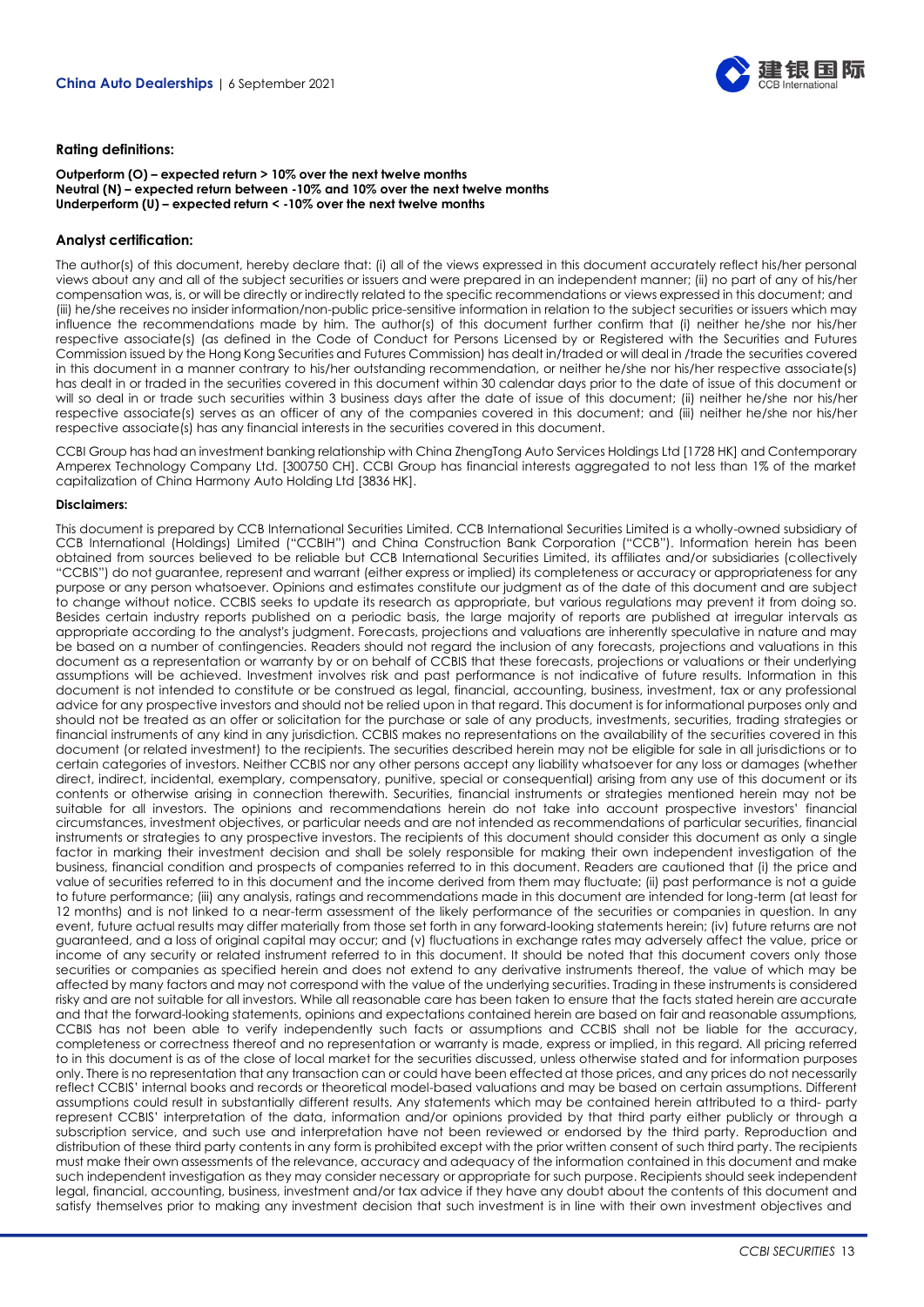### Rating definitions:

**Outperform (O) – expected return > 10% over the next twelve months**
**Neutral (N) – expected return between -10% and 10% over the next twelve months**
**Underperform (U) – expected return < -10% over the next twelve months**

### Analyst certification:

The author(s) of this document, hereby declare that: (i) all of the views expressed in this document accurately reflect his/her personal views about any and all of the subject securities or issuers and were prepared in an independent manner; (ii) no part of any of his/her compensation was, is, or will be directly or indirectly related to the specific recommendations or views expressed in this document; and (iii) he/she receives no insider information/non-public price-sensitive information in relation to the subject securities or issuers which may influence the recommendations made by him. The author(s) of this document further confirm that (i) neither he/she nor his/her respective associate(s) (as defined in the Code of Conduct for Persons Licensed by or Registered with the Securities and Futures Commission issued by the Hong Kong Securities and Futures Commission) has dealt in/traded or will deal in /trade the securities covered in this document in a manner contrary to his/her outstanding recommendation, or neither he/she nor his/her respective associate(s) has dealt in or traded in the securities covered in this document within 30 calendar days prior to the date of issue of this document or will so deal in or trade such securities within 3 business days after the date of issue of this document; (ii) neither he/she nor his/her respective associate(s) serves as an officer of any of the companies covered in this document; and (iii) neither he/she nor his/her respective associate(s) has any financial interests in the securities covered in this document.

CCBI Group has had an investment banking relationship with China ZhengTong Auto Services Holdings Ltd [1728 HK] and Contemporary Amperex Technology Company Ltd. [300750 CH]. CCBI Group has financial interests aggregated to not less than 1% of the market capitalization of China Harmony Auto Holding Ltd [3836 HK].

#### Disclaimers:

This document is prepared by CCB International Securities Limited. CCB International Securities Limited is a wholly-owned subsidiary of CCB International (Holdings) Limited ("CCBIH") and China Construction Bank Corporation ("CCB"). Information herein has been obtained from sources believed to be reliable but CCB International Securities Limited, its affiliates and/or subsidiaries (collectively "CCBIS") do not guarantee, represent and warrant (either express or implied) its completeness or accuracy or appropriateness for any purpose or any person whatsoever. Opinions and estimates constitute our judgment as of the date of this document and are subject to change without notice. CCBIS seeks to update its research as appropriate, but various regulations may prevent it from doing so. Besides certain industry reports published on a periodic basis, the large majority of reports are published at irregular intervals as appropriate according to the analyst's judgment. Forecasts, projections and valuations are inherently speculative in nature and may be based on a number of contingencies. Readers should not regard the inclusion of any forecasts, projections and valuations in this document as a representation or warranty by or on behalf of CCBIS that these forecasts, projections or valuations or their underlying assumptions will be achieved. Investment involves risk and past performance is not indicative of future results. Information in this document is not intended to constitute or be construed as legal, financial, accounting, business, investment, tax or any professional advice for any prospective investors and should not be relied upon in that regard. This document is for informational purposes only and should not be treated as an offer or solicitation for the purchase or sale of any products, investments, securities, trading strategies or financial instruments of any kind in any jurisdiction. CCBIS makes no representations on the availability of the securities covered in this document (or related investment) to the recipients. The securities described herein may not be eligible for sale in all jurisdictions or to certain categories of investors. Neither CCBIS nor any other persons accept any liability whatsoever for any loss or damages (whether direct, indirect, incidental, exemplary, compensatory, punitive, special or consequential) arising from any use of this document or its contents or otherwise arising in connection therewith. Securities, financial instruments or strategies mentioned herein may not be suitable for all investors. The opinions and recommendations herein do not take into account prospective investors' financial circumstances, investment objectives, or particular needs and are not intended as recommendations of particular securities, financial instruments or strategies to any prospective investors. The recipients of this document should consider this document as only a single factor in marking their investment decision and shall be solely responsible for making their own independent investigation of the business, financial condition and prospects of companies referred to in this document. Readers are cautioned that (i) the price and value of securities referred to in this document and the income derived from them may fluctuate; (ii) past performance is not a guide to future performance; (iii) any analysis, ratings and recommendations made in this document are intended for long-term (at least for 12 months) and is not linked to a near-term assessment of the likely performance of the securities or companies in question. In any event, future actual results may differ materially from those set forth in any forward-looking statements herein; (iv) future returns are not guaranteed, and a loss of original capital may occur; and (v) fluctuations in exchange rates may adversely affect the value, price or income of any security or related instrument referred to in this document. It should be noted that this document covers only those securities or companies as specified herein and does not extend to any derivative instruments thereof, the value of which may be affected by many factors and may not correspond with the value of the underlying securities. Trading in these instruments is considered risky and are not suitable for all investors. While all reasonable care has been taken to ensure that the facts stated herein are accurate and that the forward-looking statements, opinions and expectations contained herein are based on fair and reasonable assumptions, CCBIS has not been able to verify independently such facts or assumptions and CCBIS shall not be liable for the accuracy, completeness or correctness thereof and no representation or warranty is made, express or implied, in this regard. All pricing referred to in this document is as of the close of local market for the securities discussed, unless otherwise stated and for information purposes only. There is no representation that any transaction can or could have been effected at those prices, and any prices do not necessarily reflect CCBIS' internal books and records or theoretical model-based valuations and may be based on certain assumptions. Different assumptions could result in substantially different results. Any statements which may be contained herein attributed to a third- party represent CCBIS' interpretation of the data, information and/or opinions provided by that third party either publicly or through a subscription service, and such use and interpretation have not been reviewed or endorsed by the third party. Reproduction and distribution of these third party contents in any form is prohibited except with the prior written consent of such third party. The recipients must make their own assessments of the relevance, accuracy and adequacy of the information contained in this document and make such independent investigation as they may consider necessary or appropriate for such purpose. Recipients should seek independent legal, financial, accounting, business, investment and/or tax advice if they have any doubt about the contents of this document and satisfy themselves prior to making any investment decision that such investment is in line with their own investment objectives and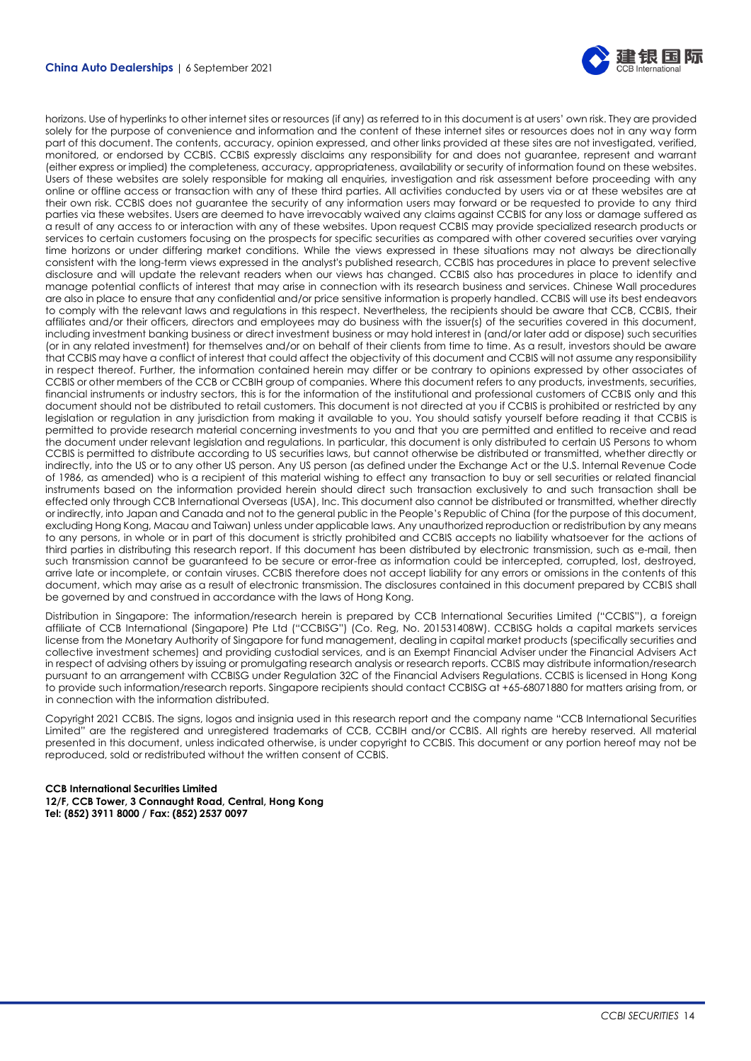horizons. Use of hyperlinks to other internet sites or resources (if any) as referred to in this document is at users' own risk. They are provided solely for the purpose of convenience and information and the content of these internet sites or resources does not in any way form part of this document. The contents, accuracy, opinion expressed, and other links provided at these sites are not investigated, verified, monitored, or endorsed by CCBIS. CCBIS expressly disclaims any responsibility for and does not guarantee, represent and warrant (either express or implied) the completeness, accuracy, appropriateness, availability or security of information found on these websites. Users of these websites are solely responsible for making all enquiries, investigation and risk assessment before proceeding with any online or offline access or transaction with any of these third parties. All activities conducted by users via or at these websites are at their own risk. CCBIS does not guarantee the security of any information users may forward or be requested to provide to any third parties via these websites. Users are deemed to have irrevocably waived any claims against CCBIS for any loss or damage suffered as a result of any access to or interaction with any of these websites. Upon request CCBIS may provide specialized research products or services to certain customers focusing on the prospects for specific securities as compared with other covered securities over varying time horizons or under differing market conditions. While the views expressed in these situations may not always be directionally consistent with the long-term views expressed in the analyst's published research, CCBIS has procedures in place to prevent selective disclosure and will update the relevant readers when our views has changed. CCBIS also has procedures in place to identify and manage potential conflicts of interest that may arise in connection with its research business and services. Chinese Wall procedures are also in place to ensure that any confidential and/or price sensitive information is properly handled. CCBIS will use its best endeavors to comply with the relevant laws and regulations in this respect. Nevertheless, the recipients should be aware that CCB, CCBIS, their affiliates and/or their officers, directors and employees may do business with the issuer(s) of the securities covered in this document, including investment banking business or direct investment business or may hold interest in (and/or later add or dispose) such securities (or in any related investment) for themselves and/or on behalf of their clients from time to time. As a result, investors should be aware that CCBIS may have a conflict of interest that could affect the objectivity of this document and CCBIS will not assume any responsibility in respect thereof. Further, the information contained herein may differ or be contrary to opinions expressed by other associates of CCBIS or other members of the CCB or CCBIH group of companies. Where this document refers to any products, investments, securities, financial instruments or industry sectors, this is for the information of the institutional and professional customers of CCBIS only and this document should not be distributed to retail customers. This document is not directed at you if CCBIS is prohibited or restricted by any legislation or regulation in any jurisdiction from making it available to you. You should satisfy yourself before reading it that CCBIS is permitted to provide research material concerning investments to you and that you are permitted and entitled to receive and read the document under relevant legislation and regulations. In particular, this document is only distributed to certain US Persons to whom CCBIS is permitted to distribute according to US securities laws, but cannot otherwise be distributed or transmitted, whether directly or indirectly, into the US or to any other US person. Any US person (as defined under the Exchange Act or the U.S. Internal Revenue Code of 1986, as amended) who is a recipient of this material wishing to effect any transaction to buy or sell securities or related financial instruments based on the information provided herein should direct such transaction exclusively to and such transaction shall be effected only through CCB International Overseas (USA), Inc. This document also cannot be distributed or transmitted, whether directly or indirectly, into Japan and Canada and not to the general public in the People's Republic of China (for the purpose of this document, excluding Hong Kong, Macau and Taiwan) unless under applicable laws. Any unauthorized reproduction or redistribution by any means to any persons, in whole or in part of this document is strictly prohibited and CCBIS accepts no liability whatsoever for the actions of third parties in distributing this research report. If this document has been distributed by electronic transmission, such as e-mail, then such transmission cannot be guaranteed to be secure or error-free as information could be intercepted, corrupted, lost, destroyed, arrive late or incomplete, or contain viruses. CCBIS therefore does not accept liability for any errors or omissions in the contents of this document, which may arise as a result of electronic transmission. The disclosures contained in this document prepared by CCBIS shall be governed by and construed in accordance with the laws of Hong Kong.

Distribution in Singapore: The information/research herein is prepared by CCB International Securities Limited ("CCBIS"), a foreign affiliate of CCB International (Singapore) Pte Ltd ("CCBISG") (Co. Reg, No. 201531408W). CCBISG holds a capital markets services license from the Monetary Authority of Singapore for fund management, dealing in capital market products (specifically securities and collective investment schemes) and providing custodial services, and is an Exempt Financial Adviser under the Financial Advisers Act in respect of advising others by issuing or promulgating research analysis or research reports. CCBIS may distribute information/research pursuant to an arrangement with CCBISG under Regulation 32C of the Financial Advisers Regulations. CCBIS is licensed in Hong Kong to provide such information/research reports. Singapore recipients should contact CCBISG at +65-68071880 for matters arising from, or in connection with the information distributed.

Copyright 2021 CCBIS. The signs, logos and insignia used in this research report and the company name "CCB International Securities Limited" are the registered and unregistered trademarks of CCB, CCBIH and/or CCBIS. All rights are hereby reserved. All material presented in this document, unless indicated otherwise, is under copyright to CCBIS. This document or any portion hereof may not be reproduced, sold or redistributed without the written consent of CCBIS.

**CCB International Securities Limited**
**12/F, CCB Tower, 3 Connaught Road, Central, Hong Kong**
**Tel: (852) 3911 8000 / Fax: (852) 2537 0097**